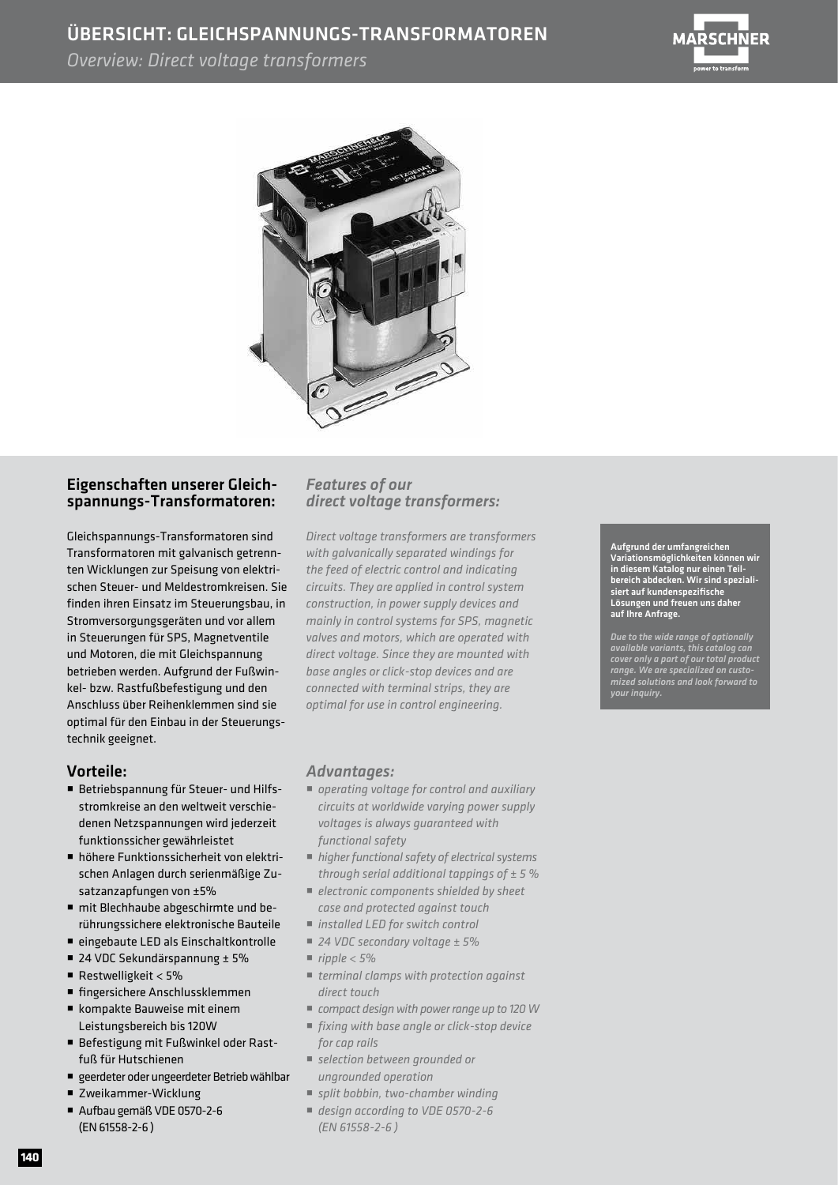# ÜBERSICHT: GLEICHSPANNUNGS-TRANSFORMATOREN

*Overview: Direct voltage transformers*

## Eigenschaften unserer Gleichspannungs-Transformatoren:

Gleichspannungs-Transformatoren sind Transformatoren mit galvanisch getrennten Wicklungen zur Speisung von elektrischen Steuer- und Meldestromkreisen. Sie finden ihren Einsatz im Steuerungsbau, in Stromversorgungsgeräten und vor allem in Steuerungen für SPS, Magnetventile und Motoren, die mit Gleichspannung betrieben werden. Aufgrund der Fußwinkel- bzw. Rastfußbefestigung und den Anschluss über Reihenklemmen sind sie optimal für den Einbau in der Steuerungstechnik geeignet.

## *Features of our direct voltage transformers:*

*Direct voltage transformers are transformers with galvanically separated windings for the feed of electric control and indicating circuits. They are applied in control system construction, in power supply devices and mainly in control systems for SPS, magnetic valves and motors, which are operated with direct voltage. Since they are mounted with base angles or click-stop devices and are connected with terminal strips, they are optimal for use in control engineering.*

**Aufgrund der umfangreichen Variationsmöglichkeiten können wir in diesem Katalog nur einen Teilbereich abdecken. Wir sind spezialisiert auf kundenspezifische Lösungen und freuen uns daher auf Ihre Anfrage.**

*Due to the wide range of optionally available variants, this catalog can cover only a part of our total product range. We are specialized on customized solutions and look forward to your inquiry.*

## Vorteile:

- Betriebspannung für Steuer- und Hilfsstromkreise an den weltweit verschiedenen Netzspannungen wird jederzeit funktionssicher gewährleistet
- höhere Funktionssicherheit von elektrischen Anlagen durch serienmäßige Zusatzanzapfungen von ±5%
- mit Blechhaube abgeschirmte und berührungssichere elektronische Bauteile
- eingebaute LED als Einschaltkontrolle
- 24 VDC Sekundärspannung ± 5%
- Restwelligkeit < 5%
- fingersichere Anschlussklemmen
- kompakte Bauweise mit einem Leistungsbereich bis 120W
- Befestigung mit Fußwinkel oder Rastfuß für Hutschienen
- geerdeter oder ungeerdeter Betrieb wählbar
- Zweikammer-Wicklung
- Aufbau gemäß VDE 0570-2-6 (EN 61558-2-6 )

## *Advantages:*

- *operating voltage for control and auxiliary circuits at worldwide varying power supply voltages is always guaranteed with functional safety*
- *higher functional safety of electrical systems through serial additional tappings of ± 5 %*
- *electronic components shielded by sheet case and protected against touch*
- *installed LED for switch control*
- *24 VDC secondary voltage ± 5%*
- *ripple < 5%*
- *terminal clamps with protection against direct touch*
- *compact design with power range up to 120 W*
- *fixing with base angle or click-stop device for cap rails*
- *selection between grounded or ungrounded operation*
- *split bobbin, two-chamber winding*
- *design according to VDE 0570-2-6 (EN 61558-2-6 )*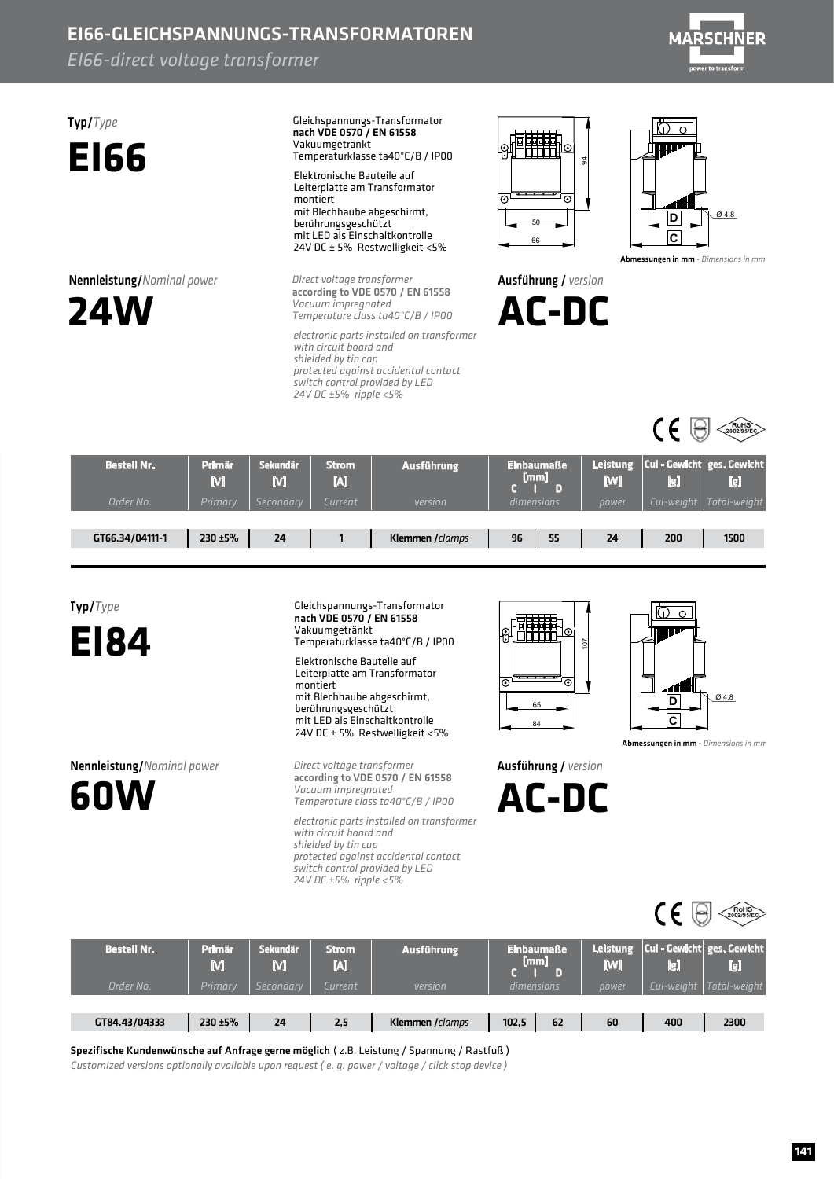# EI66-GLEICHSPANNUNGS-TRANSFORMATOREN

*EI66-direct voltage transformer*

**Typ/***Type*

# EI66

Gleichspannungs-Transformator
**nach VDE 0570 / EN 61558**
Vakuumgetränkt
Temperaturklasse ta40°C/B / IP00

Elektronische Bauteile auf
Leiterplatte am Transformator
montiert
mit Blechhaube abgeschirmt,
berührungsgeschützt
mit LED als Einschaltkontrolle
24V DC ± 5% Restwelligkeit <5%

**Nennleistung/***Nominal power*

# 24W

*Direct voltage transformer*
**according to VDE 0570 / EN 61558**
*Vacuum impregnated*
*Temperature class ta40°C/B / IP00*

*electronic parts installed on transformer*
*with circuit board and*
*shielded by tin cap*
*protected against accidental contact*
*switch control provided by LED*
*24V DC ±5% ripple <5%*

**Ausführung /** *version*

# AC-DC

94, 50, 66, D, C, Ø 4.8

**Abmessungen in mm** - *Dimensions in mm*

| Bestell Nr. *Order No.* | Primär [V] *Primary* | Sekundär [V] *Secondary* | Strom [A] *Current* | Ausführung *version* | Einbaumaße [mm] C *dimensions* | Einbaumaße [mm] D *dimensions* | Leistung [W] *power* | Cul - Gewicht [g] *Cul-weight* | ges. Gewicht [g] *Total-weight* |
|---|---|---|---|---|---|---|---|---|---|
| GT66.34/04111-1 | 230 ±5% | 24 | 1 | Klemmen /*clamps* | 96 | 55 | 24 | 200 | 1500 |

**Typ/***Type*

# EI84

Gleichspannungs-Transformator
**nach VDE 0570 / EN 61558**
Vakuumgetränkt
Temperaturklasse ta40°C/B / IP00

Elektronische Bauteile auf
Leiterplatte am Transformator
montiert
mit Blechhaube abgeschirmt,
berührungsgeschützt
mit LED als Einschaltkontrolle
24V DC ± 5% Restwelligkeit <5%

**Nennleistung/***Nominal power*

# 60W

*Direct voltage transformer*
**according to VDE 0570 / EN 61558**
*Vacuum impregnated*
*Temperature class ta40°C/B / IP00*

*electronic parts installed on transformer*
*with circuit board and*
*shielded by tin cap*
*protected against accidental contact*
*switch control provided by LED*
*24V DC ±5% ripple <5%*

**Ausführung /** *version*

# AC-DC

107, 65, 84, D, C, Ø 4.8

**Abmessungen in mm** - *Dimensions in mm*

| Bestell Nr. *Order No.* | Primär [V] *Primary* | Sekundär [V] *Secondary* | Strom [A] *Current* | Ausführung *version* | Einbaumaße [mm] C *dimensions* | Einbaumaße [mm] D *dimensions* | Leistung [W] *power* | Cul - Gewicht [g] *Cul-weight* | ges. Gewicht [g] *Total-weight* |
|---|---|---|---|---|---|---|---|---|---|
| GT84.43/04333 | 230 ±5% | 24 | 2,5 | Klemmen /*clamps* | 102,5 | 62 | 60 | 400 | 2300 |

**Spezifische Kundenwünsche auf Anfrage gerne möglich** ( z.B. Leistung / Spannung / Rastfuß )

*Customized versions optionally available upon request ( e. g. power / voltage / click stop device )*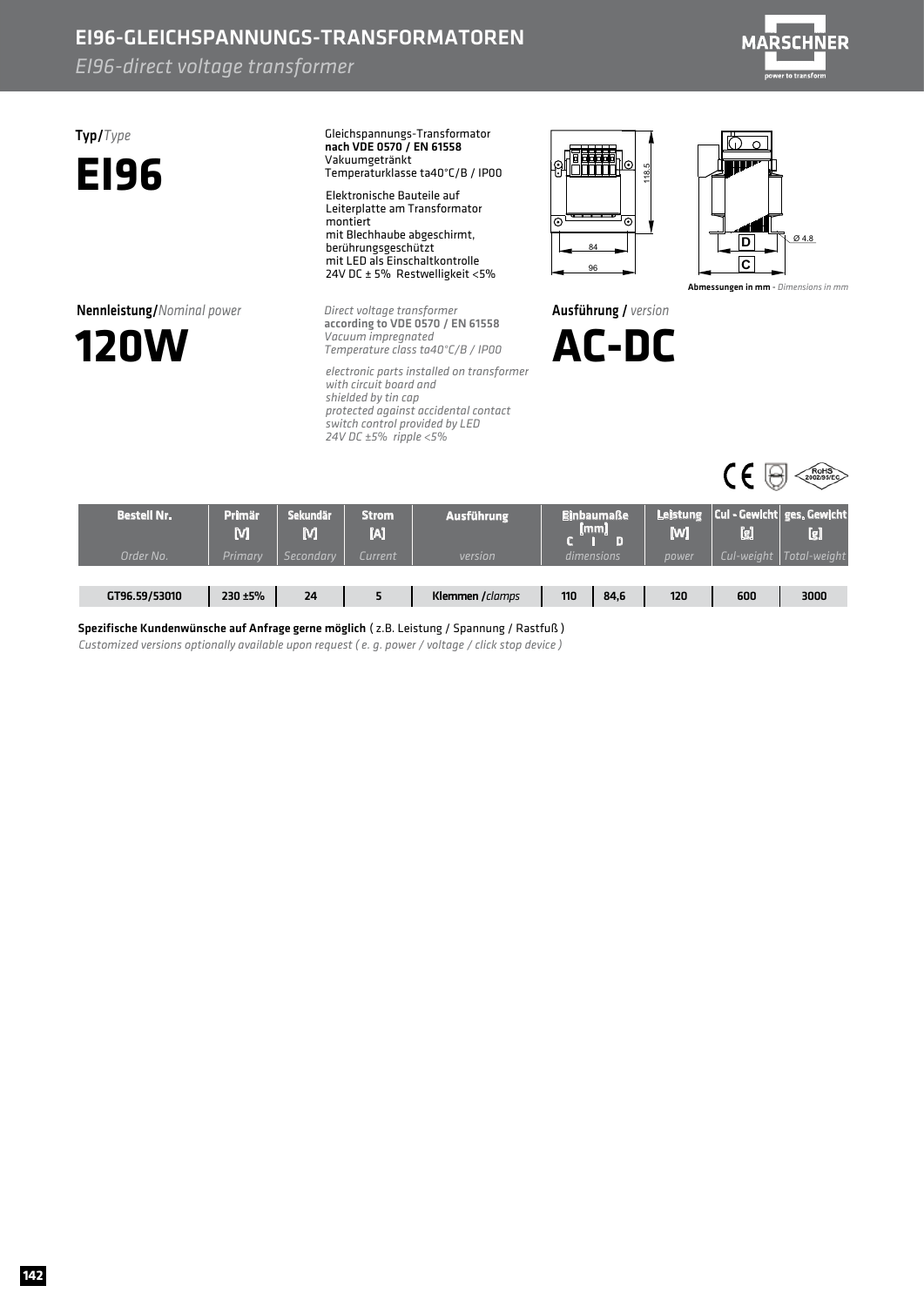# EI96-GLEICHSPANNUNGS-TRANSFORMATOREN

*EI96-direct voltage transformer*

**Typ/***Type*

# EI96

Gleichspannungs-Transformator
**nach VDE 0570 / EN 61558**
Vakuumgetränkt
Temperaturklasse ta40°C/B / IP00

Elektronische Bauteile auf Leiterplatte am Transformator montiert
mit Blechhaube abgeschirmt, berührungsgeschützt
mit LED als Einschaltkontrolle
24V DC ± 5% Restwelligkeit <5%

118,5

84

96

Ø 4.8

D

C

**Abmessungen in mm** - *Dimensions in mm*

**Nennleistung/***Nominal power*

# 120W

*Direct voltage transformer*
***according to VDE 0570 / EN 61558***
*Vacuum impregnated*
*Temperature class ta40°C/B / IP00*

*electronic parts installed on transformer with circuit board and shielded by tin cap*
*protected against accidental contact*
*switch control provided by LED*
*24V DC ±5% ripple <5%*

**Ausführung /** *version*

# AC-DC

| Bestell Nr. *Order No.* | Primär [V] *Primary* | Sekundär [V] *Secondary* | Strom [A] *Current* | Ausführung *version* | Einbaumaße [mm] *dimensions* C | D | Leistung [W] *power* | Cul - Gewicht [g] *Cul-weight* | ges. Gewicht [g] *Total-weight* |
|---|---|---|---|---|---|---|---|---|---|
| GT96.59/53010 | 230 ±5% | 24 | 5 | Klemmen /*clamps* | 110 | 84,6 | 120 | 600 | 3000 |

**Spezifische Kundenwünsche auf Anfrage gerne möglich** ( z.B. Leistung / Spannung / Rastfuß )
*Customized versions optionally available upon request ( e. g. power / voltage / click stop device )*